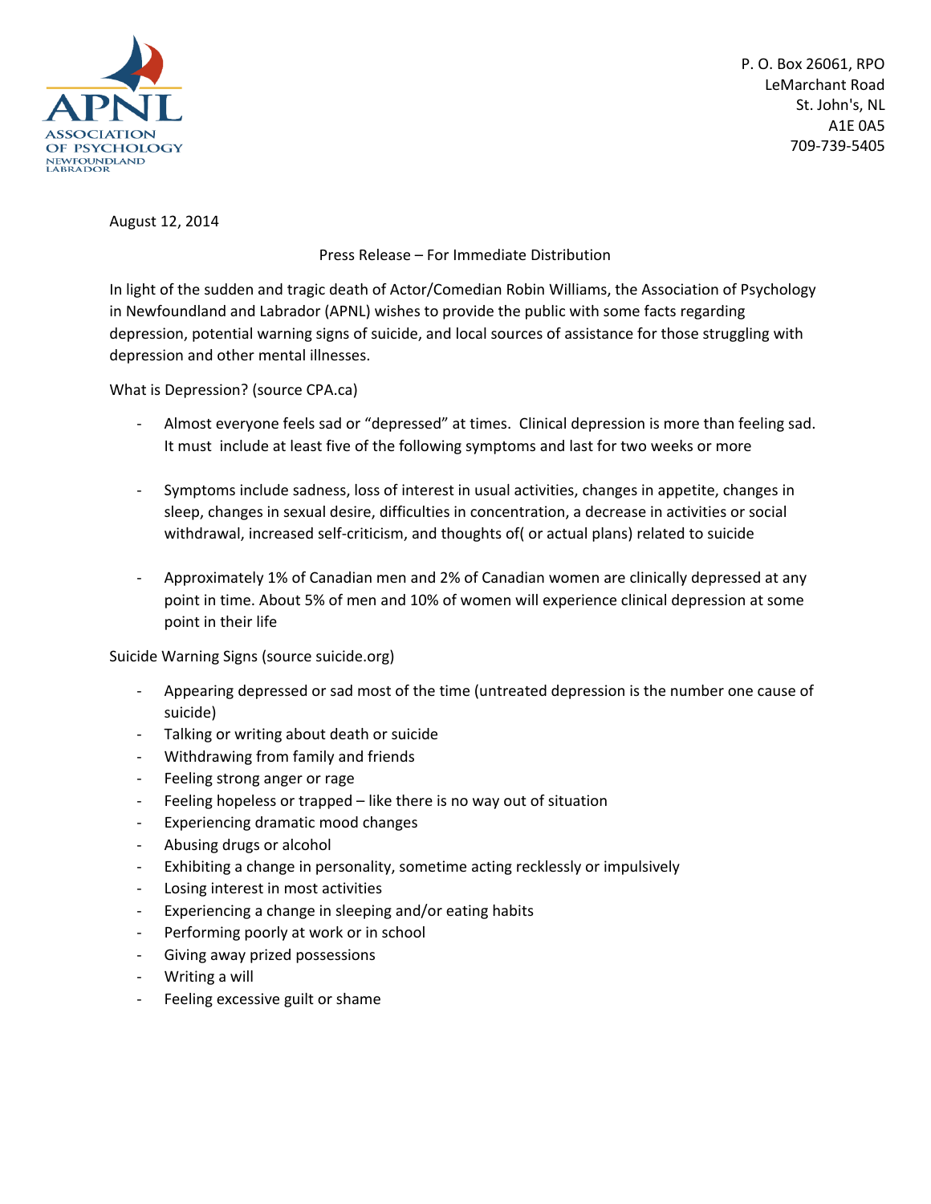APNL ASSOCIATION OF PSYCHOLOGY NEWFOUNDLAND LABRADOR

P. O. Box 26061, RPO
LeMarchant Road
St. John's, NL
A1E 0A5
709-739-5405

August 12, 2014

Press Release – For Immediate Distribution

In light of the sudden and tragic death of Actor/Comedian Robin Williams, the Association of Psychology in Newfoundland and Labrador (APNL) wishes to provide the public with some facts regarding depression, potential warning signs of suicide, and local sources of assistance for those struggling with depression and other mental illnesses.

What is Depression? (source CPA.ca)

- Almost everyone feels sad or "depressed" at times. Clinical depression is more than feeling sad. It must include at least five of the following symptoms and last for two weeks or more

- Symptoms include sadness, loss of interest in usual activities, changes in appetite, changes in sleep, changes in sexual desire, difficulties in concentration, a decrease in activities or social withdrawal, increased self-criticism, and thoughts of( or actual plans) related to suicide

- Approximately 1% of Canadian men and 2% of Canadian women are clinically depressed at any point in time. About 5% of men and 10% of women will experience clinical depression at some point in their life

Suicide Warning Signs (source suicide.org)

- Appearing depressed or sad most of the time (untreated depression is the number one cause of suicide)
- Talking or writing about death or suicide
- Withdrawing from family and friends
- Feeling strong anger or rage
- Feeling hopeless or trapped – like there is no way out of situation
- Experiencing dramatic mood changes
- Abusing drugs or alcohol
- Exhibiting a change in personality, sometime acting recklessly or impulsively
- Losing interest in most activities
- Experiencing a change in sleeping and/or eating habits
- Performing poorly at work or in school
- Giving away prized possessions
- Writing a will
- Feeling excessive guilt or shame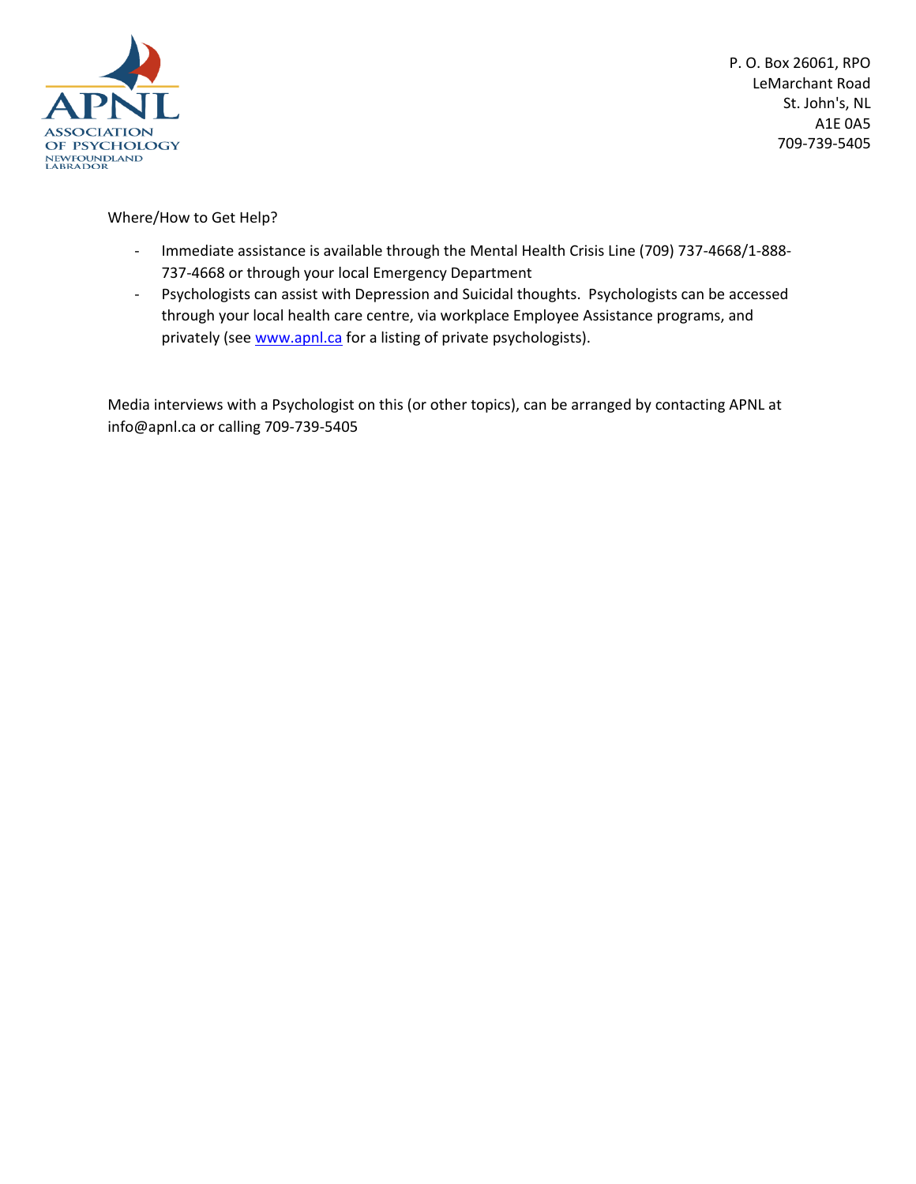ASSOCIATION OF PSYCHOLOGY NEWFOUNDLAND LABRADOR

P. O. Box 26061, RPO
LeMarchant Road
St. John's, NL
A1E 0A5
709-739-5405

Where/How to Get Help?

- Immediate assistance is available through the Mental Health Crisis Line (709) 737-4668/1-888-737-4668 or through your local Emergency Department
- Psychologists can assist with Depression and Suicidal thoughts. Psychologists can be accessed through your local health care centre, via workplace Employee Assistance programs, and privately (see [www.apnl.ca](http://www.apnl.ca) for a listing of private psychologists).

Media interviews with a Psychologist on this (or other topics), can be arranged by contacting APNL at info@apnl.ca or calling 709-739-5405